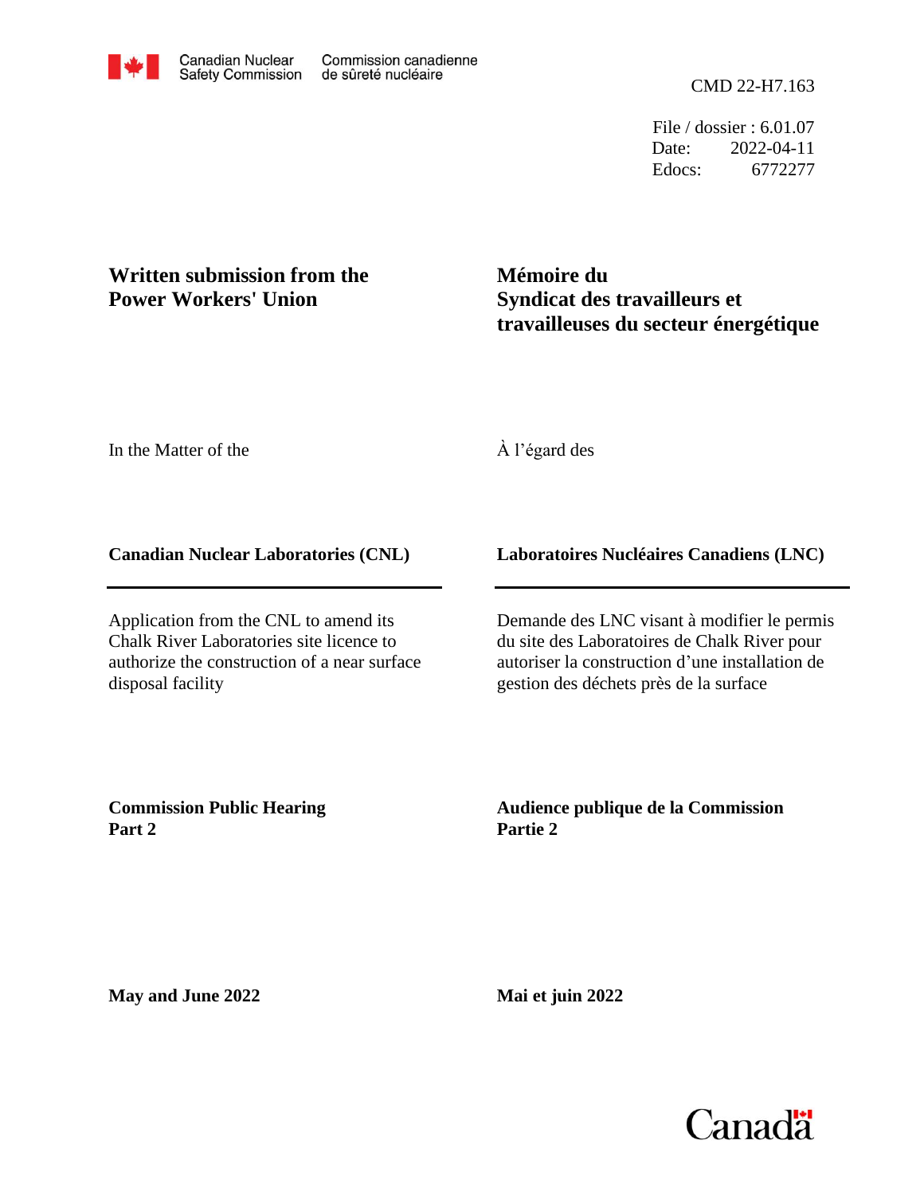Canadian Nuclear Safety Commission | Commission canadienne de sûreté nucléaire

CMD 22-H7.163

File / dossier : 6.01.07
Date: 2022-04-11
Edocs: 6772277

**Written submission from the Power Workers' Union**

**Mémoire du Syndicat des travailleurs et travailleuses du secteur énergétique**

In the Matter of the

À l'égard des

**Canadian Nuclear Laboratories (CNL)**

**Laboratoires Nucléaires Canadiens (LNC)**

Application from the CNL to amend its Chalk River Laboratories site licence to authorize the construction of a near surface disposal facility

Demande des LNC visant à modifier le permis du site des Laboratoires de Chalk River pour autoriser la construction d'une installation de gestion des déchets près de la surface

**Commission Public Hearing Part 2**

**Audience publique de la Commission Partie 2**

**May and June 2022**

**Mai et juin 2022**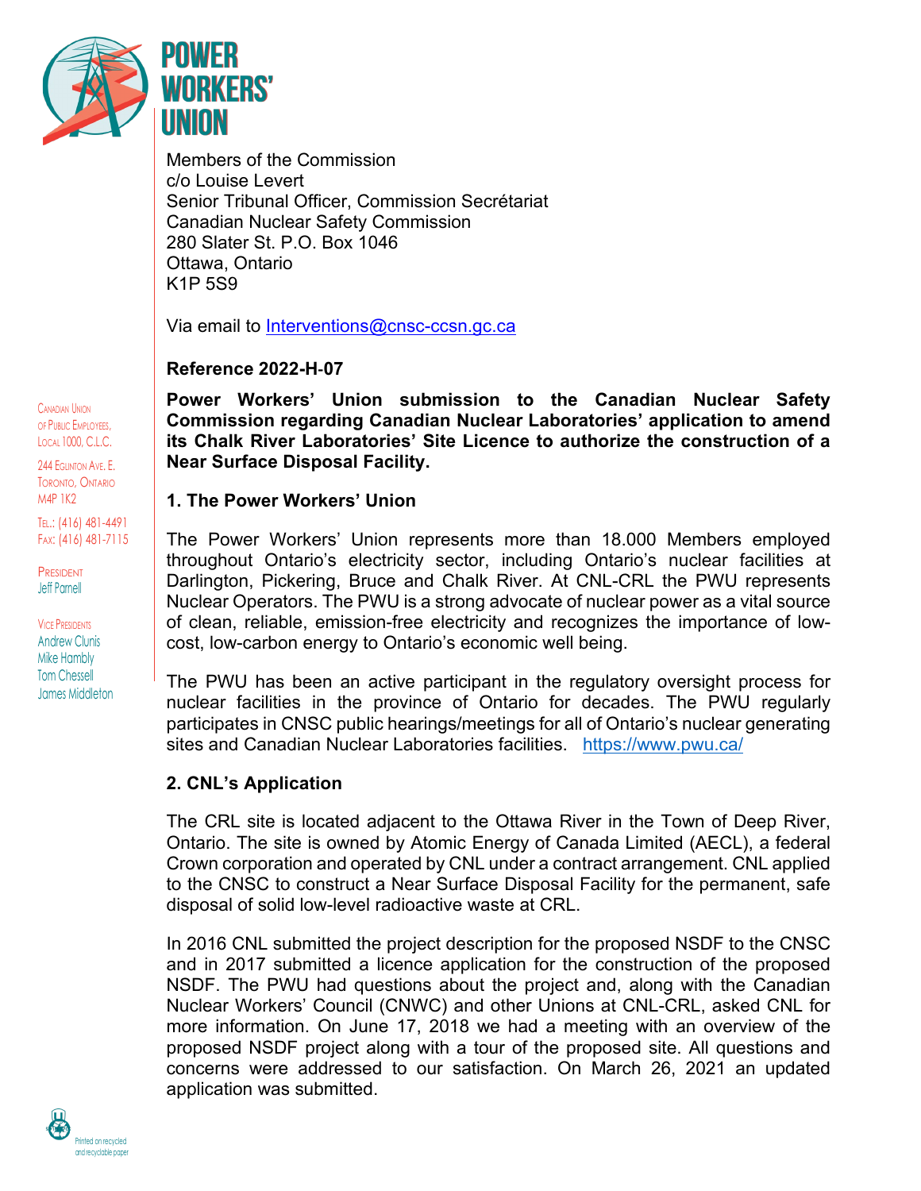Members of the Commission
c/o Louise Levert
Senior Tribunal Officer, Commission Secrétariat
Canadian Nuclear Safety Commission
280 Slater St. P.O. Box 1046
Ottawa, Ontario
K1P 5S9

Via email to Interventions@cnsc-ccsn.gc.ca

**Reference 2022-H-07**

**Power Workers' Union submission to the Canadian Nuclear Safety Commission regarding Canadian Nuclear Laboratories' application to amend its Chalk River Laboratories' Site Licence to authorize the construction of a Near Surface Disposal Facility.**

Canadian Union of Public Employees, Local 1000, C.L.C.

244 Eglinton Ave. E.
Toronto, Ontario
M4P 1K2

Tel.: (416) 481-4491
Fax: (416) 481-7115

President
Jeff Parnell

Vice Presidents
Andrew Clunis
Mike Hambly
Tom Chessell
James Middleton

## 1. The Power Workers' Union

The Power Workers' Union represents more than 18.000 Members employed throughout Ontario's electricity sector, including Ontario's nuclear facilities at Darlington, Pickering, Bruce and Chalk River. At CNL-CRL the PWU represents Nuclear Operators. The PWU is a strong advocate of nuclear power as a vital source of clean, reliable, emission-free electricity and recognizes the importance of low-cost, low-carbon energy to Ontario's economic well being.

The PWU has been an active participant in the regulatory oversight process for nuclear facilities in the province of Ontario for decades. The PWU regularly participates in CNSC public hearings/meetings for all of Ontario's nuclear generating sites and Canadian Nuclear Laboratories facilities. https://www.pwu.ca/

## 2. CNL's Application

The CRL site is located adjacent to the Ottawa River in the Town of Deep River, Ontario. The site is owned by Atomic Energy of Canada Limited (AECL), a federal Crown corporation and operated by CNL under a contract arrangement. CNL applied to the CNSC to construct a Near Surface Disposal Facility for the permanent, safe disposal of solid low-level radioactive waste at CRL.

In 2016 CNL submitted the project description for the proposed NSDF to the CNSC and in 2017 submitted a licence application for the construction of the proposed NSDF. The PWU had questions about the project and, along with the Canadian Nuclear Workers' Council (CNWC) and other Unions at CNL-CRL, asked CNL for more information. On June 17, 2018 we had a meeting with an overview of the proposed NSDF project along with a tour of the proposed site. All questions and concerns were addressed to our satisfaction. On March 26, 2021 an updated application was submitted.

Printed on recycled and recyclable paper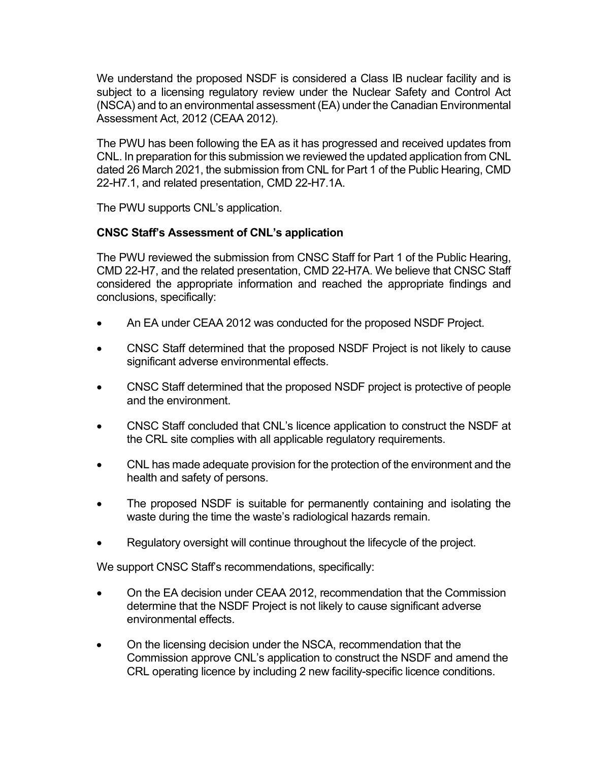We understand the proposed NSDF is considered a Class IB nuclear facility and is subject to a licensing regulatory review under the Nuclear Safety and Control Act (NSCA) and to an environmental assessment (EA) under the Canadian Environmental Assessment Act, 2012 (CEAA 2012).

The PWU has been following the EA as it has progressed and received updates from CNL. In preparation for this submission we reviewed the updated application from CNL dated 26 March 2021, the submission from CNL for Part 1 of the Public Hearing, CMD 22-H7.1, and related presentation, CMD 22-H7.1A.

The PWU supports CNL's application.

**CNSC Staff's Assessment of CNL's application**

The PWU reviewed the submission from CNSC Staff for Part 1 of the Public Hearing, CMD 22-H7, and the related presentation, CMD 22-H7A. We believe that CNSC Staff considered the appropriate information and reached the appropriate findings and conclusions, specifically:

- An EA under CEAA 2012 was conducted for the proposed NSDF Project.
- CNSC Staff determined that the proposed NSDF Project is not likely to cause significant adverse environmental effects.
- CNSC Staff determined that the proposed NSDF project is protective of people and the environment.
- CNSC Staff concluded that CNL's licence application to construct the NSDF at the CRL site complies with all applicable regulatory requirements.
- CNL has made adequate provision for the protection of the environment and the health and safety of persons.
- The proposed NSDF is suitable for permanently containing and isolating the waste during the time the waste's radiological hazards remain.
- Regulatory oversight will continue throughout the lifecycle of the project.

We support CNSC Staff's recommendations, specifically:

- On the EA decision under CEAA 2012, recommendation that the Commission determine that the NSDF Project is not likely to cause significant adverse environmental effects.
- On the licensing decision under the NSCA, recommendation that the Commission approve CNL's application to construct the NSDF and amend the CRL operating licence by including 2 new facility-specific licence conditions.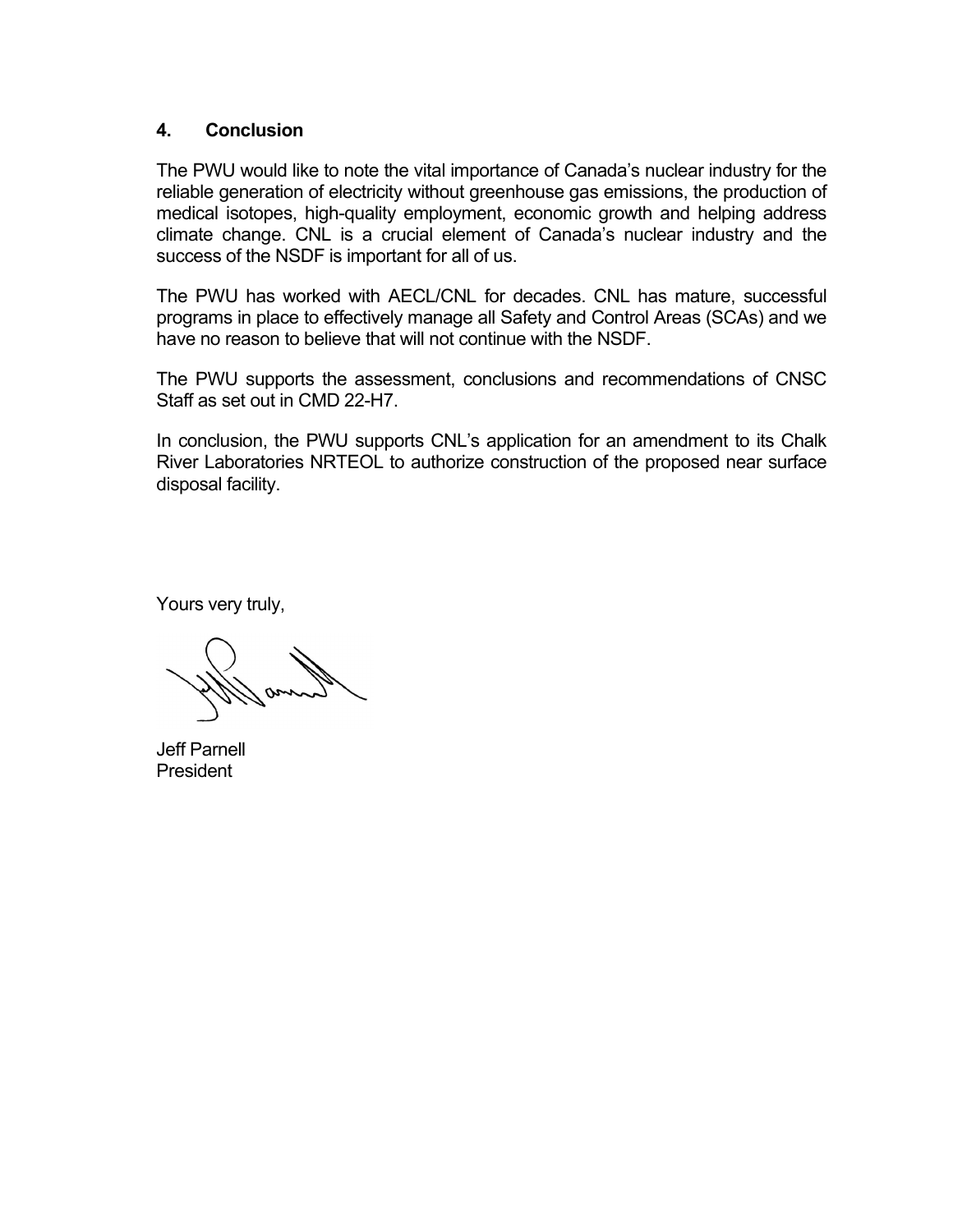## 4. Conclusion

The PWU would like to note the vital importance of Canada's nuclear industry for the reliable generation of electricity without greenhouse gas emissions, the production of medical isotopes, high-quality employment, economic growth and helping address climate change. CNL is a crucial element of Canada's nuclear industry and the success of the NSDF is important for all of us.

The PWU has worked with AECL/CNL for decades. CNL has mature, successful programs in place to effectively manage all Safety and Control Areas (SCAs) and we have no reason to believe that will not continue with the NSDF.

The PWU supports the assessment, conclusions and recommendations of CNSC Staff as set out in CMD 22-H7.

In conclusion, the PWU supports CNL's application for an amendment to its Chalk River Laboratories NRTEOL to authorize construction of the proposed near surface disposal facility.

Yours very truly,

Jeff Parnell
President